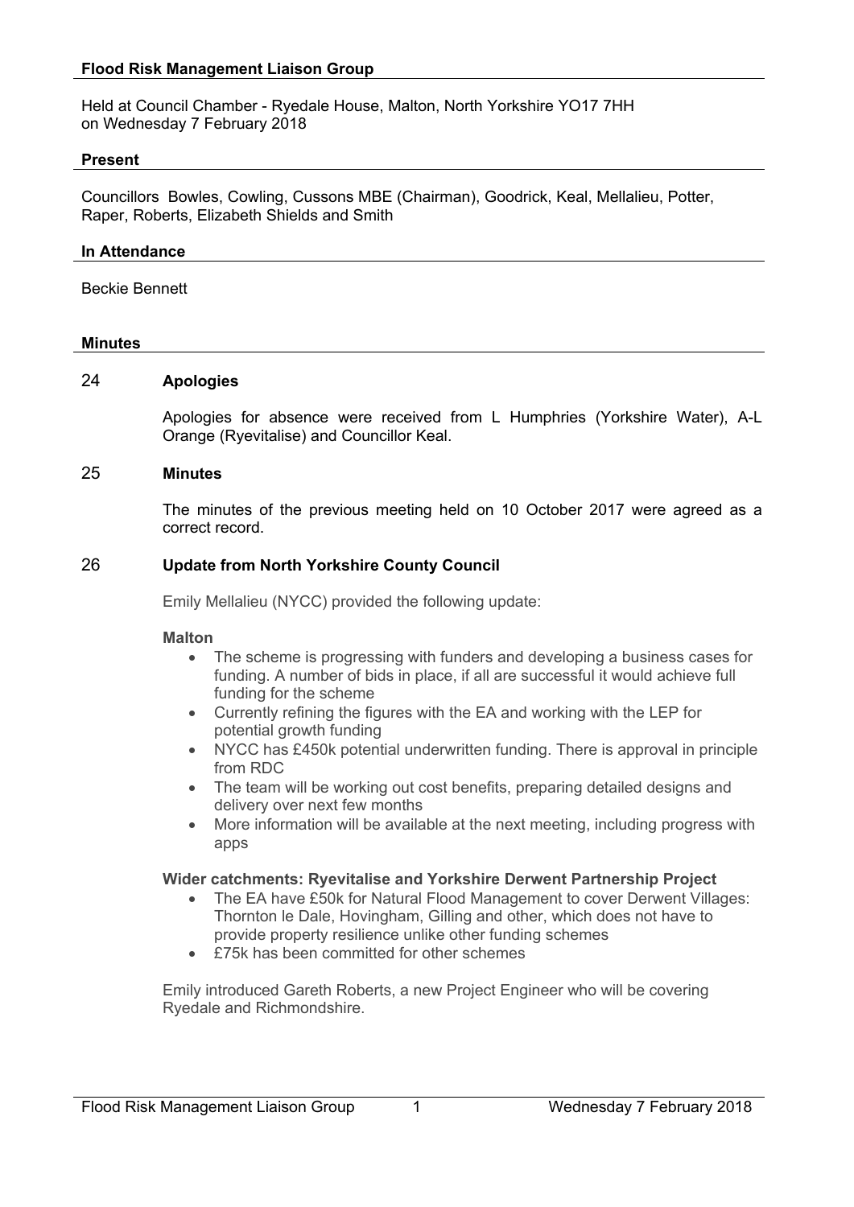# Flood Risk Management Liaison Group

Held at Council Chamber - Ryedale House, Malton, North Yorkshire YO17 7HH
on Wednesday 7 February 2018

## Present

Councillors Bowles, Cowling, Cussons MBE (Chairman), Goodrick, Keal, Mellalieu, Potter, Raper, Roberts, Elizabeth Shields and Smith

## In Attendance

Beckie Bennett

## Minutes

### 24 Apologies

Apologies for absence were received from L Humphries (Yorkshire Water), A-L Orange (Ryevitalise) and Councillor Keal.

### 25 Minutes

The minutes of the previous meeting held on 10 October 2017 were agreed as a correct record.

### 26 Update from North Yorkshire County Council

Emily Mellalieu (NYCC) provided the following update:

**Malton**

- The scheme is progressing with funders and developing a business cases for funding. A number of bids in place, if all are successful it would achieve full funding for the scheme
- Currently refining the figures with the EA and working with the LEP for potential growth funding
- NYCC has £450k potential underwritten funding. There is approval in principle from RDC
- The team will be working out cost benefits, preparing detailed designs and delivery over next few months
- More information will be available at the next meeting, including progress with apps

**Wider catchments: Ryevitalise and Yorkshire Derwent Partnership Project**

- The EA have £50k for Natural Flood Management to cover Derwent Villages: Thornton le Dale, Hovingham, Gilling and other, which does not have to provide property resilience unlike other funding schemes
- £75k has been committed for other schemes

Emily introduced Gareth Roberts, a new Project Engineer who will be covering Ryedale and Richmondshire.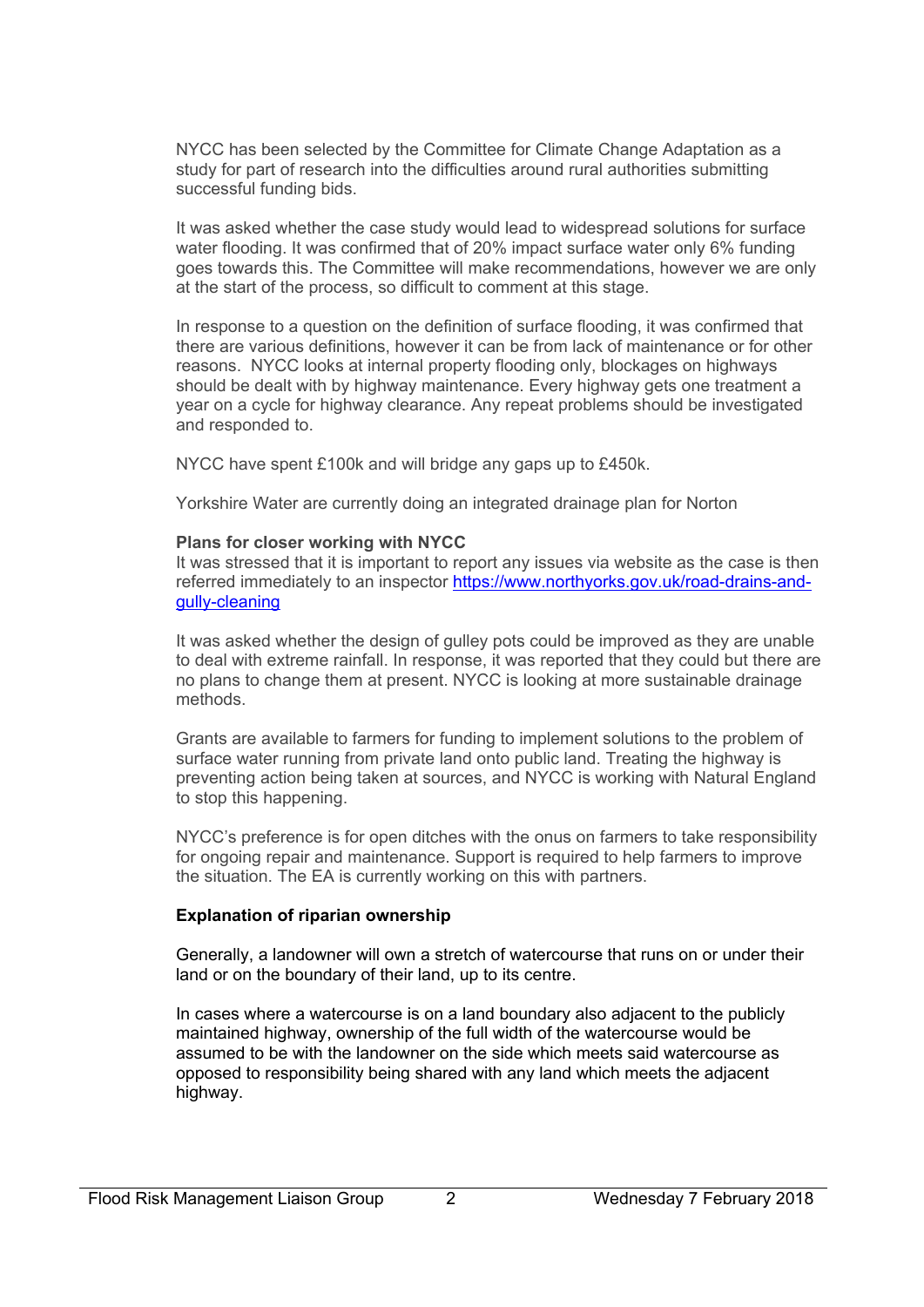NYCC has been selected by the Committee for Climate Change Adaptation as a study for part of research into the difficulties around rural authorities submitting successful funding bids.

It was asked whether the case study would lead to widespread solutions for surface water flooding. It was confirmed that of 20% impact surface water only 6% funding goes towards this. The Committee will make recommendations, however we are only at the start of the process, so difficult to comment at this stage.

In response to a question on the definition of surface flooding, it was confirmed that there are various definitions, however it can be from lack of maintenance or for other reasons. NYCC looks at internal property flooding only, blockages on highways should be dealt with by highway maintenance. Every highway gets one treatment a year on a cycle for highway clearance. Any repeat problems should be investigated and responded to.

NYCC have spent £100k and will bridge any gaps up to £450k.

Yorkshire Water are currently doing an integrated drainage plan for Norton

**Plans for closer working with NYCC**

It was stressed that it is important to report any issues via website as the case is then referred immediately to an inspector [https://www.northyorks.gov.uk/road-drains-and-gully-cleaning](https://www.northyorks.gov.uk/road-drains-and-gully-cleaning)

It was asked whether the design of gulley pots could be improved as they are unable to deal with extreme rainfall. In response, it was reported that they could but there are no plans to change them at present. NYCC is looking at more sustainable drainage methods.

Grants are available to farmers for funding to implement solutions to the problem of surface water running from private land onto public land. Treating the highway is preventing action being taken at sources, and NYCC is working with Natural England to stop this happening.

NYCC's preference is for open ditches with the onus on farmers to take responsibility for ongoing repair and maintenance. Support is required to help farmers to improve the situation. The EA is currently working on this with partners.

**Explanation of riparian ownership**

Generally, a landowner will own a stretch of watercourse that runs on or under their land or on the boundary of their land, up to its centre.

In cases where a watercourse is on a land boundary also adjacent to the publicly maintained highway, ownership of the full width of the watercourse would be assumed to be with the landowner on the side which meets said watercourse as opposed to responsibility being shared with any land which meets the adjacent highway.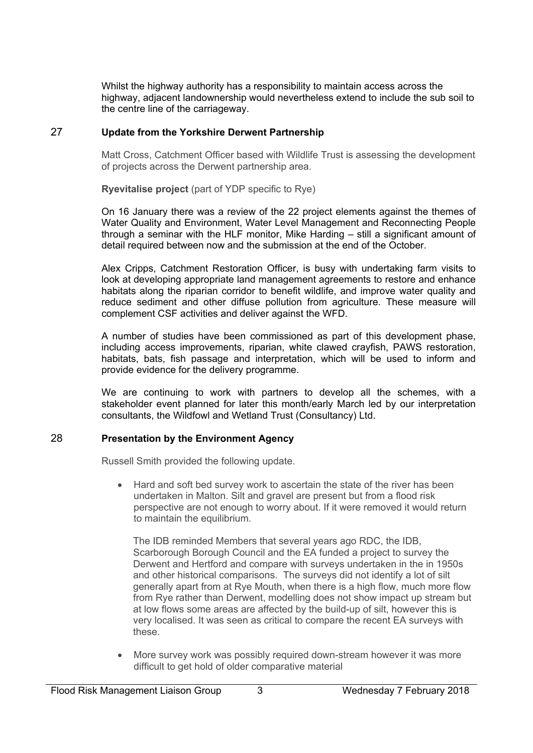Whilst the highway authority has a responsibility to maintain access across the highway, adjacent landownership would nevertheless extend to include the sub soil to the centre line of the carriageway.

## 27 Update from the Yorkshire Derwent Partnership

Matt Cross, Catchment Officer based with Wildlife Trust is assessing the development of projects across the Derwent partnership area.

**Ryevitalise project** (part of YDP specific to Rye)

On 16 January there was a review of the 22 project elements against the themes of Water Quality and Environment, Water Level Management and Reconnecting People through a seminar with the HLF monitor, Mike Harding – still a significant amount of detail required between now and the submission at the end of the October.

Alex Cripps, Catchment Restoration Officer, is busy with undertaking farm visits to look at developing appropriate land management agreements to restore and enhance habitats along the riparian corridor to benefit wildlife, and improve water quality and reduce sediment and other diffuse pollution from agriculture. These measure will complement CSF activities and deliver against the WFD.

A number of studies have been commissioned as part of this development phase, including access improvements, riparian, white clawed crayfish, PAWS restoration, habitats, bats, fish passage and interpretation, which will be used to inform and provide evidence for the delivery programme.

We are continuing to work with partners to develop all the schemes, with a stakeholder event planned for later this month/early March led by our interpretation consultants, the Wildfowl and Wetland Trust (Consultancy) Ltd.

## 28 Presentation by the Environment Agency

Russell Smith provided the following update.

- Hard and soft bed survey work to ascertain the state of the river has been undertaken in Malton. Silt and gravel are present but from a flood risk perspective are not enough to worry about. If it were removed it would return to maintain the equilibrium.

  The IDB reminded Members that several years ago RDC, the IDB, Scarborough Borough Council and the EA funded a project to survey the Derwent and Hertford and compare with surveys undertaken in the in the 1950s and other historical comparisons. The surveys did not identify a lot of silt generally apart from at Rye Mouth, when there is a high flow, much more flow from Rye rather than Derwent, modelling does not show impact up stream but at low flows some areas are affected by the build-up of silt, however this is very localised. It was seen as critical to compare the recent EA surveys with these.

- More survey work was possibly required down-stream however it was more difficult to get hold of older comparative material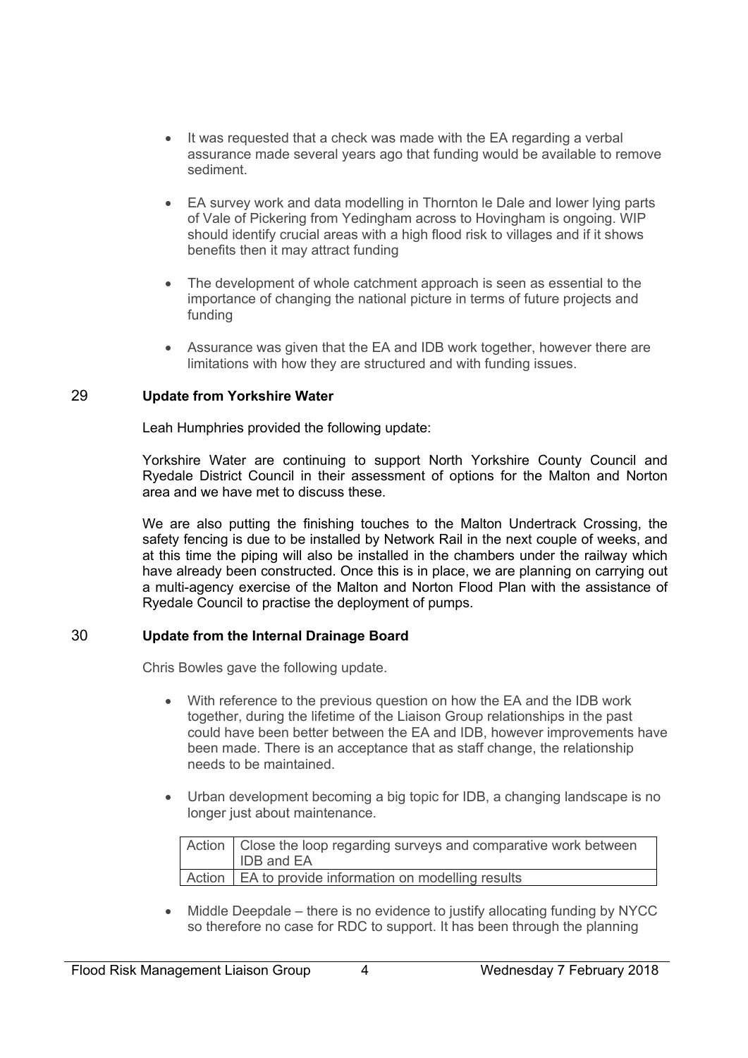- It was requested that a check was made with the EA regarding a verbal assurance made several years ago that funding would be available to remove sediment.

- EA survey work and data modelling in Thornton le Dale and lower lying parts of Vale of Pickering from Yedingham across to Hovingham is ongoing. WIP should identify crucial areas with a high flood risk to villages and if it shows benefits then it may attract funding

- The development of whole catchment approach is seen as essential to the importance of changing the national picture in terms of future projects and funding

- Assurance was given that the EA and IDB work together, however there are limitations with how they are structured and with funding issues.

## 29 Update from Yorkshire Water

Leah Humphries provided the following update:

Yorkshire Water are continuing to support North Yorkshire County Council and Ryedale District Council in their assessment of options for the Malton and Norton area and we have met to discuss these.

We are also putting the finishing touches to the Malton Undertrack Crossing, the safety fencing is due to be installed by Network Rail in the next couple of weeks, and at this time the piping will also be installed in the chambers under the railway which have already been constructed. Once this is in place, we are planning on carrying out a multi-agency exercise of the Malton and Norton Flood Plan with the assistance of Ryedale Council to practise the deployment of pumps.

## 30 Update from the Internal Drainage Board

Chris Bowles gave the following update.

- With reference to the previous question on how the EA and the IDB work together, during the lifetime of the Liaison Group relationships in the past could have been better between the EA and IDB, however improvements have been made. There is an acceptance that as staff change, the relationship needs to be maintained.

- Urban development becoming a big topic for IDB, a changing landscape is no longer just about maintenance.

| Action | Close the loop regarding surveys and comparative work between IDB and EA |
|---|---|
| Action | EA to provide information on modelling results |

- Middle Deepdale – there is no evidence to justify allocating funding by NYCC so therefore no case for RDC to support. It has been through the planning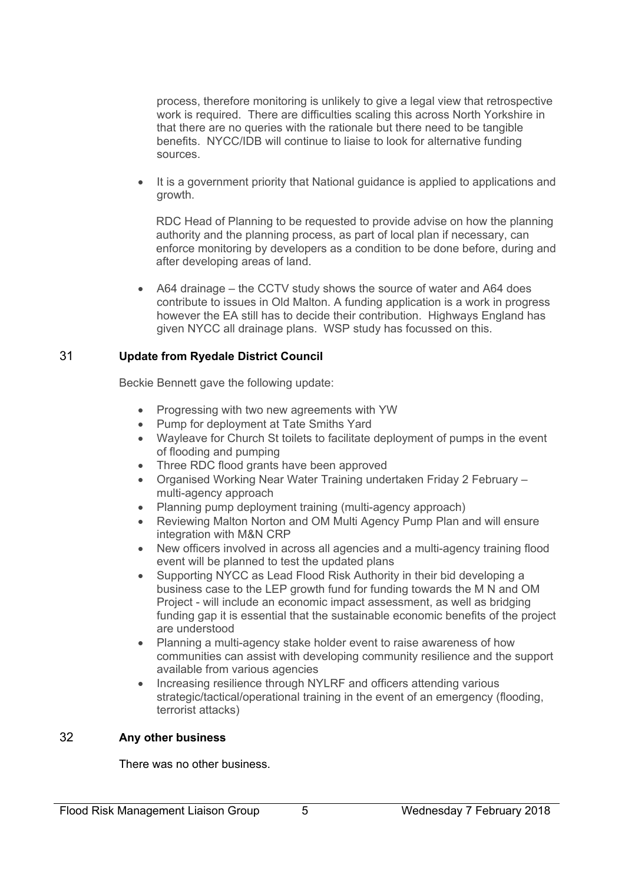process, therefore monitoring is unlikely to give a legal view that retrospective work is required. There are difficulties scaling this across North Yorkshire in that there are no queries with the rationale but there need to be tangible benefits. NYCC/IDB will continue to liaise to look for alternative funding sources.

- It is a government priority that National guidance is applied to applications and growth.

  RDC Head of Planning to be requested to provide advise on how the planning authority and the planning process, as part of local plan if necessary, can enforce monitoring by developers as a condition to be done before, during and after developing areas of land.

- A64 drainage – the CCTV study shows the source of water and A64 does contribute to issues in Old Malton. A funding application is a work in progress however the EA still has to decide their contribution. Highways England has given NYCC all drainage plans. WSP study has focussed on this.

## 31 Update from Ryedale District Council

Beckie Bennett gave the following update:

- Progressing with two new agreements with YW
- Pump for deployment at Tate Smiths Yard
- Wayleave for Church St toilets to facilitate deployment of pumps in the event of flooding and pumping
- Three RDC flood grants have been approved
- Organised Working Near Water Training undertaken Friday 2 February – multi-agency approach
- Planning pump deployment training (multi-agency approach)
- Reviewing Malton Norton and OM Multi Agency Pump Plan and will ensure integration with M&N CRP
- New officers involved in across all agencies and a multi-agency training flood event will be planned to test the updated plans
- Supporting NYCC as Lead Flood Risk Authority in their bid developing a business case to the LEP growth fund for funding towards the M N and OM Project - will include an economic impact assessment, as well as bridging funding gap it is essential that the sustainable economic benefits of the project are understood
- Planning a multi-agency stake holder event to raise awareness of how communities can assist with developing community resilience and the support available from various agencies
- Increasing resilience through NYLRF and officers attending various strategic/tactical/operational training in the event of an emergency (flooding, terrorist attacks)

## 32 Any other business

There was no other business.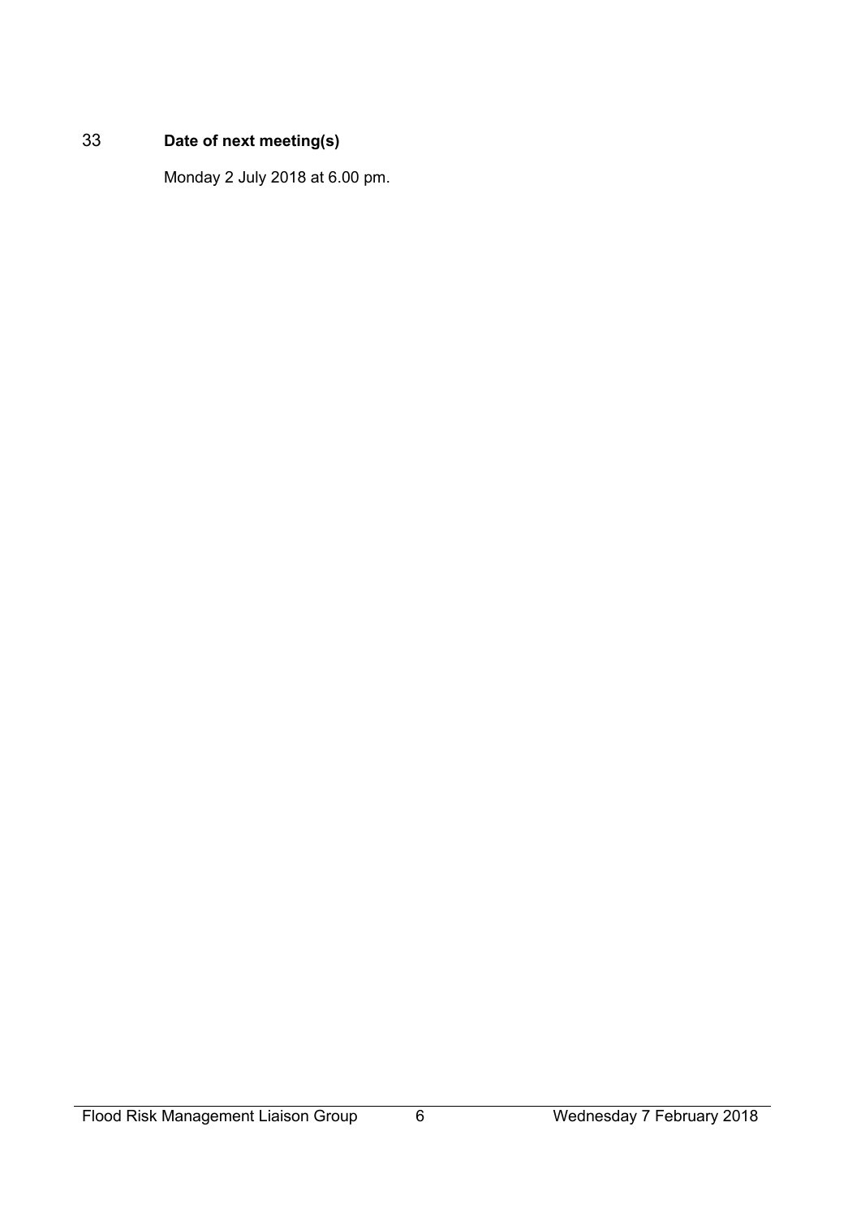33 **Date of next meeting(s)**

Monday 2 July 2018 at 6.00 pm.